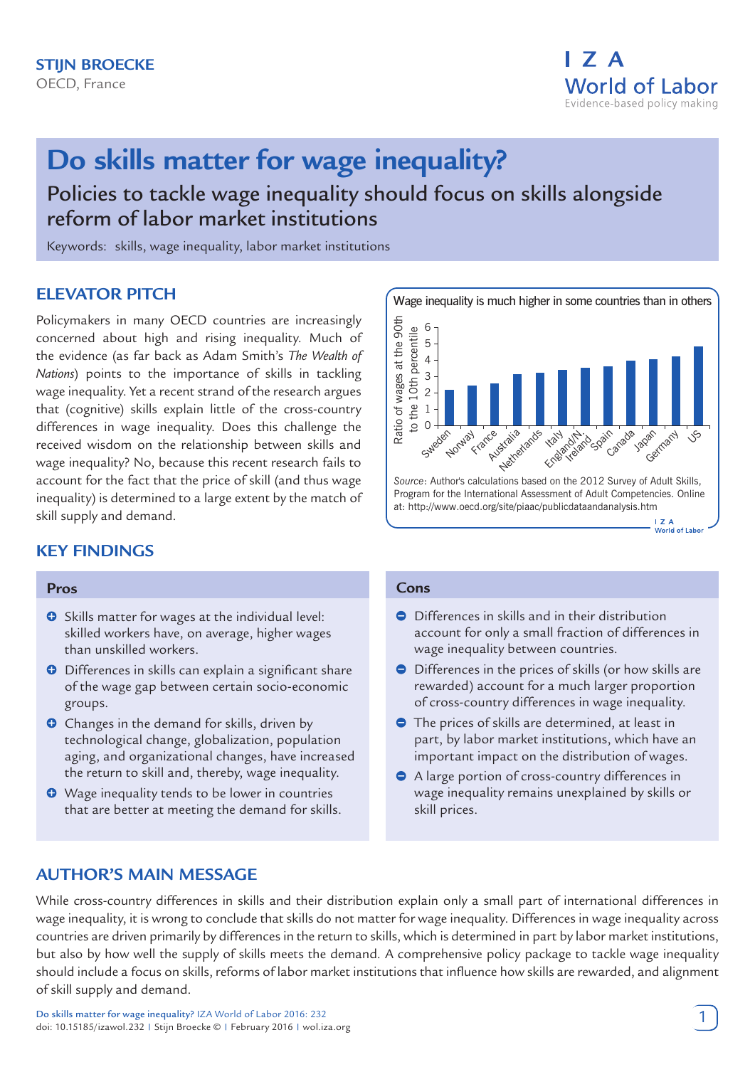**STIJN BROECKE**
OECD, France

# Do skills matter for wage inequality?

## Policies to tackle wage inequality should focus on skills alongside reform of labor market institutions

Keywords: skills, wage inequality, labor market institutions

## ELEVATOR PITCH

Policymakers in many OECD countries are increasingly concerned about high and rising inequality. Much of the evidence (as far back as Adam Smith's *The Wealth of Nations*) points to the importance of skills in tackling wage inequality. Yet a recent strand of the research argues that (cognitive) skills explain little of the cross-country differences in wage inequality. Does this challenge the received wisdom on the relationship between skills and wage inequality? No, because this recent research fails to account for the fact that the price of skill (and thus wage inequality) is determined to a large extent by the match of skill supply and demand.

Wage inequality is much higher in some countries than in others

*Source*: Author's calculations based on the 2012 Survey of Adult Skills, Program for the International Assessment of Adult Competencies. Online at: http://www.oecd.org/site/piaac/publicdataandanalysis.htm

## KEY FINDINGS

### Pros

- Skills matter for wages at the individual level: skilled workers have, on average, higher wages than unskilled workers.
- Differences in skills can explain a significant share of the wage gap between certain socio-economic groups.
- Changes in the demand for skills, driven by technological change, globalization, population aging, and organizational changes, have increased the return to skill and, thereby, wage inequality.
- Wage inequality tends to be lower in countries that are better at meeting the demand for skills.

### Cons

- Differences in skills and in their distribution account for only a small fraction of differences in wage inequality between countries.
- Differences in the prices of skills (or how skills are rewarded) account for a much larger proportion of cross-country differences in wage inequality.
- The prices of skills are determined, at least in part, by labor market institutions, which have an important impact on the distribution of wages.
- A large portion of cross-country differences in wage inequality remains unexplained by skills or skill prices.

## AUTHOR'S MAIN MESSAGE

While cross-country differences in skills and their distribution explain only a small part of international differences in wage inequality, it is wrong to conclude that skills do not matter for wage inequality. Differences in wage inequality across countries are driven primarily by differences in the return to skills, which is determined in part by labor market institutions, but also by how well the supply of skills meets the demand. A comprehensive policy package to tackle wage inequality should include a focus on skills, reforms of labor market institutions that influence how skills are rewarded, and alignment of skill supply and demand.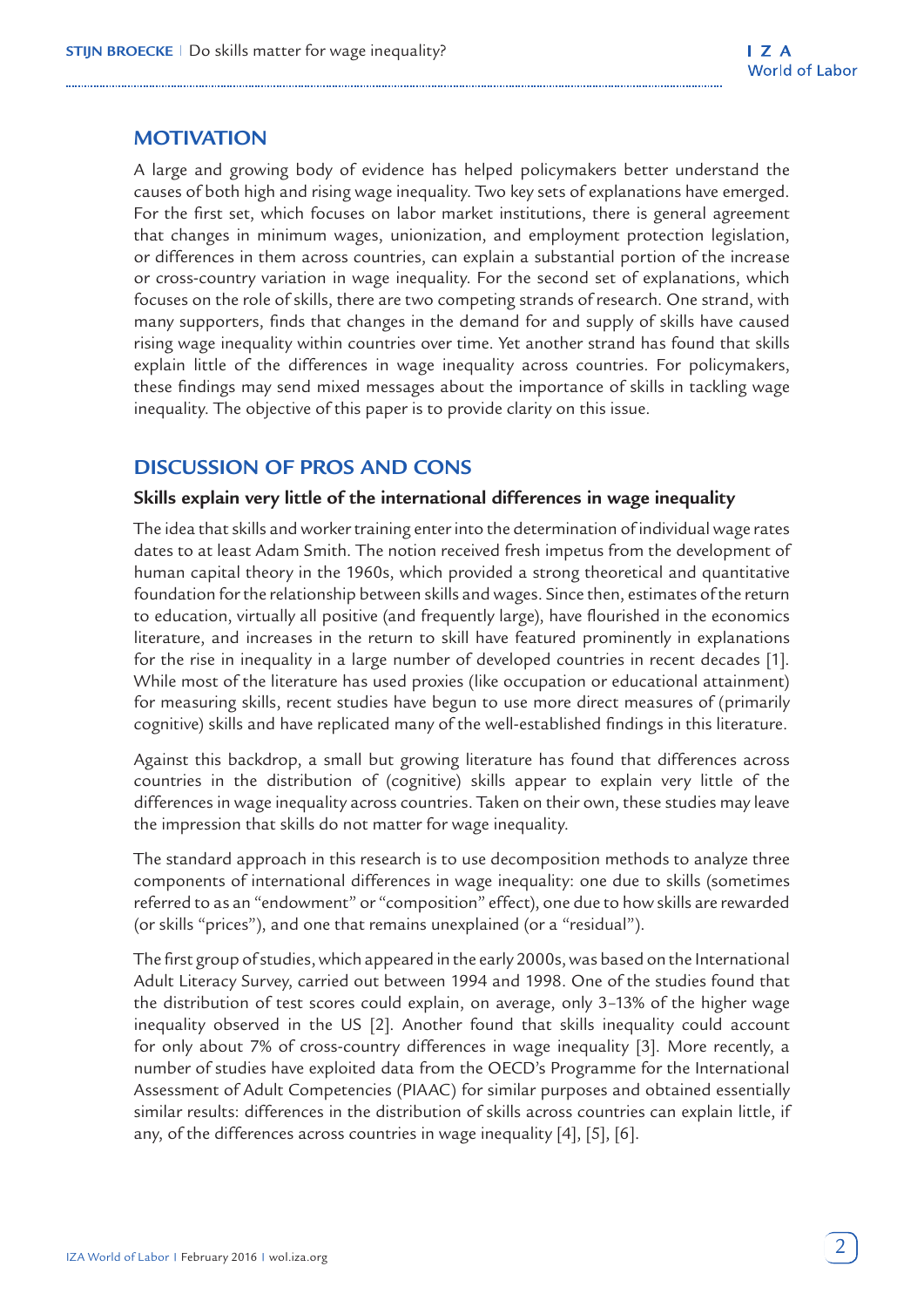## MOTIVATION

A large and growing body of evidence has helped policymakers better understand the causes of both high and rising wage inequality. Two key sets of explanations have emerged. For the first set, which focuses on labor market institutions, there is general agreement that changes in minimum wages, unionization, and employment protection legislation, or differences in them across countries, can explain a substantial portion of the increase or cross-country variation in wage inequality. For the second set of explanations, which focuses on the role of skills, there are two competing strands of research. One strand, with many supporters, finds that changes in the demand for and supply of skills have caused rising wage inequality within countries over time. Yet another strand has found that skills explain little of the differences in wage inequality across countries. For policymakers, these findings may send mixed messages about the importance of skills in tackling wage inequality. The objective of this paper is to provide clarity on this issue.

## DISCUSSION OF PROS AND CONS

### Skills explain very little of the international differences in wage inequality

The idea that skills and worker training enter into the determination of individual wage rates dates to at least Adam Smith. The notion received fresh impetus from the development of human capital theory in the 1960s, which provided a strong theoretical and quantitative foundation for the relationship between skills and wages. Since then, estimates of the return to education, virtually all positive (and frequently large), have flourished in the economics literature, and increases in the return to skill have featured prominently in explanations for the rise in inequality in a large number of developed countries in recent decades [1]. While most of the literature has used proxies (like occupation or educational attainment) for measuring skills, recent studies have begun to use more direct measures of (primarily cognitive) skills and have replicated many of the well-established findings in this literature.

Against this backdrop, a small but growing literature has found that differences across countries in the distribution of (cognitive) skills appear to explain very little of the differences in wage inequality across countries. Taken on their own, these studies may leave the impression that skills do not matter for wage inequality.

The standard approach in this research is to use decomposition methods to analyze three components of international differences in wage inequality: one due to skills (sometimes referred to as an "endowment" or "composition" effect), one due to how skills are rewarded (or skills "prices"), and one that remains unexplained (or a "residual").

The first group of studies, which appeared in the early 2000s, was based on the International Adult Literacy Survey, carried out between 1994 and 1998. One of the studies found that the distribution of test scores could explain, on average, only 3–13% of the higher wage inequality observed in the US [2]. Another found that skills inequality could account for only about 7% of cross-country differences in wage inequality [3]. More recently, a number of studies have exploited data from the OECD's Programme for the International Assessment of Adult Competencies (PIAAC) for similar purposes and obtained essentially similar results: differences in the distribution of skills across countries can explain little, if any, of the differences across countries in wage inequality [4], [5], [6].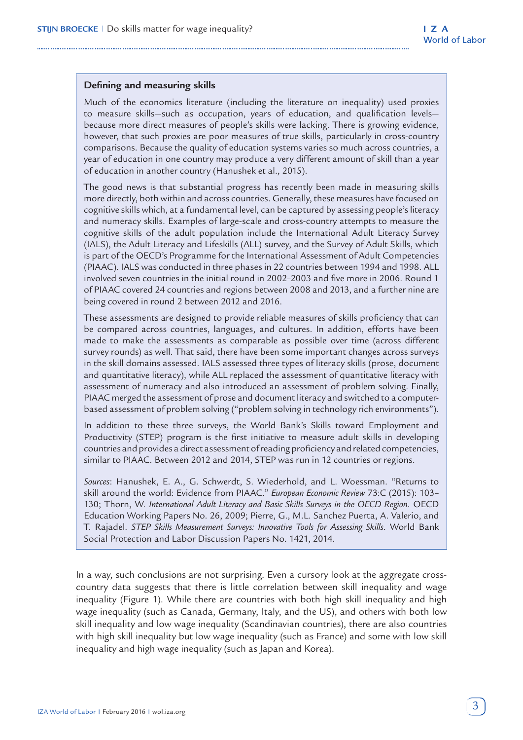### Defining and measuring skills

Much of the economics literature (including the literature on inequality) used proxies to measure skills—such as occupation, years of education, and qualification levels—because more direct measures of people's skills were lacking. There is growing evidence, however, that such proxies are poor measures of true skills, particularly in cross-country comparisons. Because the quality of education systems varies so much across countries, a year of education in one country may produce a very different amount of skill than a year of education in another country (Hanushek et al., 2015).

The good news is that substantial progress has recently been made in measuring skills more directly, both within and across countries. Generally, these measures have focused on cognitive skills which, at a fundamental level, can be captured by assessing people's literacy and numeracy skills. Examples of large-scale and cross-country attempts to measure the cognitive skills of the adult population include the International Adult Literacy Survey (IALS), the Adult Literacy and Lifeskills (ALL) survey, and the Survey of Adult Skills, which is part of the OECD's Programme for the International Assessment of Adult Competencies (PIAAC). IALS was conducted in three phases in 22 countries between 1994 and 1998. ALL involved seven countries in the initial round in 2002–2003 and five more in 2006. Round 1 of PIAAC covered 24 countries and regions between 2008 and 2013, and a further nine are being covered in round 2 between 2012 and 2016.

These assessments are designed to provide reliable measures of skills proficiency that can be compared across countries, languages, and cultures. In addition, efforts have been made to make the assessments as comparable as possible over time (across different survey rounds) as well. That said, there have been some important changes across surveys in the skill domains assessed. IALS assessed three types of literacy skills (prose, document and quantitative literacy), while ALL replaced the assessment of quantitative literacy with assessment of numeracy and also introduced an assessment of problem solving. Finally, PIAAC merged the assessment of prose and document literacy and switched to a computer-based assessment of problem solving ("problem solving in technology rich environments").

In addition to these three surveys, the World Bank's Skills toward Employment and Productivity (STEP) program is the first initiative to measure adult skills in developing countries and provides a direct assessment of reading proficiency and related competencies, similar to PIAAC. Between 2012 and 2014, STEP was run in 12 countries or regions.

*Sources*: Hanushek, E. A., G. Schwerdt, S. Wiederhold, and L. Woessman. "Returns to skill around the world: Evidence from PIAAC." *European Economic Review* 73:C (2015): 103–130; Thorn, W. *International Adult Literacy and Basic Skills Surveys in the OECD Region*. OECD Education Working Papers No. 26, 2009; Pierre, G., M.L. Sanchez Puerta, A. Valerio, and T. Rajadel. *STEP Skills Measurement Surveys: Innovative Tools for Assessing Skills*. World Bank Social Protection and Labor Discussion Papers No. 1421, 2014.

In a way, such conclusions are not surprising. Even a cursory look at the aggregate cross-country data suggests that there is little correlation between skill inequality and wage inequality (Figure 1). While there are countries with both high skill inequality and high wage inequality (such as Canada, Germany, Italy, and the US), and others with both low skill inequality and low wage inequality (Scandinavian countries), there are also countries with high skill inequality but low wage inequality (such as France) and some with low skill inequality and high wage inequality (such as Japan and Korea).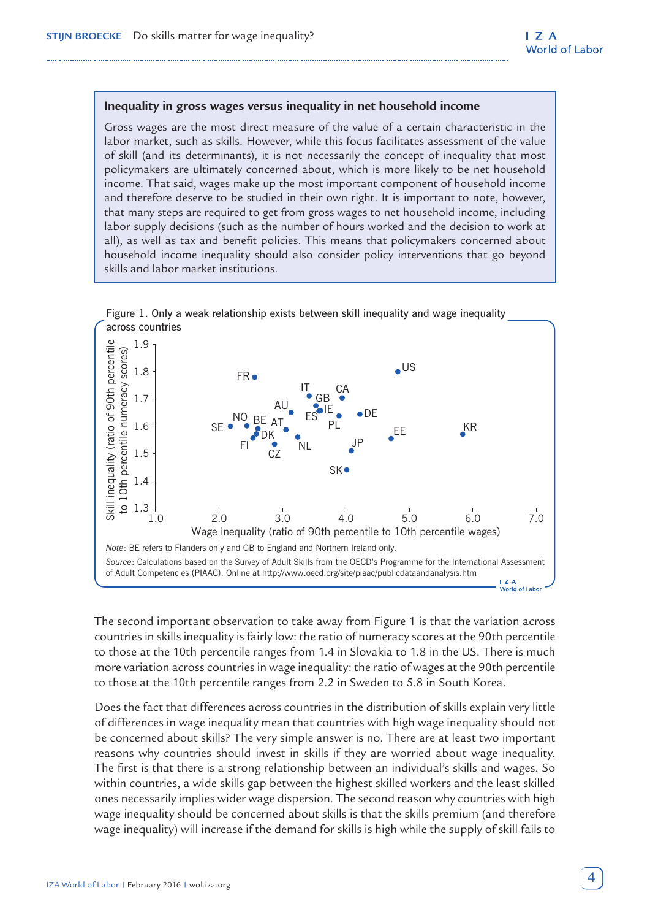### Inequality in gross wages versus inequality in net household income

Gross wages are the most direct measure of the value of a certain characteristic in the labor market, such as skills. However, while this focus facilitates assessment of the value of skill (and its determinants), it is not necessarily the concept of inequality that most policymakers are ultimately concerned about, which is more likely to be net household income. That said, wages make up the most important component of household income and therefore deserve to be studied in their own right. It is important to note, however, that many steps are required to get from gross wages to net household income, including labor supply decisions (such as the number of hours worked and the decision to work at all), as well as tax and benefit policies. This means that policymakers concerned about household income inequality should also consider policy interventions that go beyond skills and labor market institutions.

Figure 1. Only a weak relationship exists between skill inequality and wage inequality across countries

*Note*: BE refers to Flanders only and GB to England and Northern Ireland only.

*Source*: Calculations based on the Survey of Adult Skills from the OECD's Programme for the International Assessment of Adult Competencies (PIAAC). Online at http://www.oecd.org/site/piaac/publicdataanalysis.htm

The second important observation to take away from Figure 1 is that the variation across countries in skills inequality is fairly low: the ratio of numeracy scores at the 90th percentile to those at the 10th percentile ranges from 1.4 in Slovakia to 1.8 in the US. There is much more variation across countries in wage inequality: the ratio of wages at the 90th percentile to those at the 10th percentile ranges from 2.2 in Sweden to 5.8 in South Korea.

Does the fact that differences across countries in the distribution of skills explain very little of differences in wage inequality mean that countries with high wage inequality should not be concerned about skills? The very simple answer is no. There are at least two important reasons why countries should invest in skills if they are worried about wage inequality. The first is that there is a strong relationship between an individual's skills and wages. So within countries, a wide skills gap between the highest skilled workers and the least skilled ones necessarily implies wider wage dispersion. The second reason why countries with high wage inequality should be concerned about skills is that the skills premium (and therefore wage inequality) will increase if the demand for skills is high while the supply of skill fails to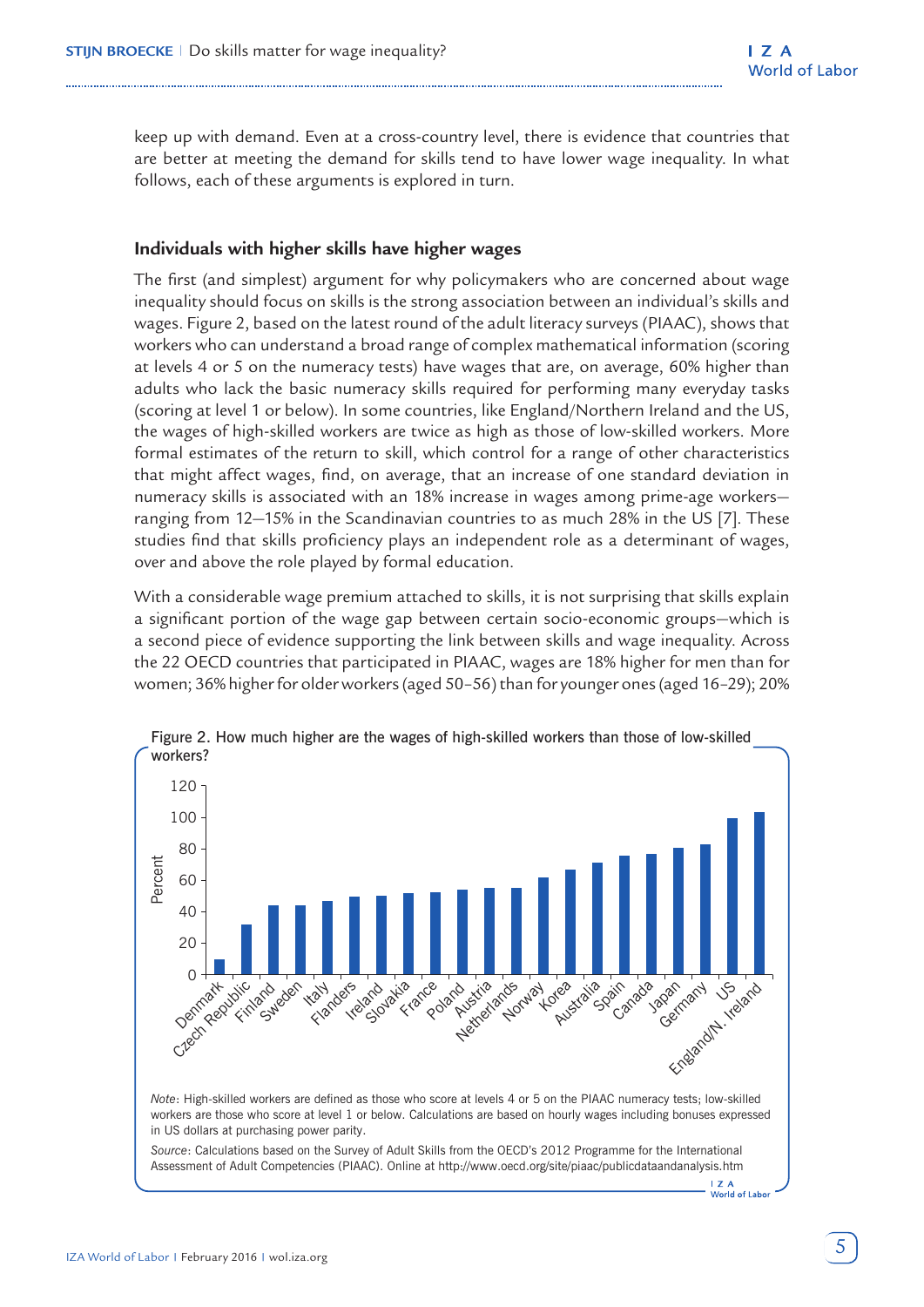keep up with demand. Even at a cross-country level, there is evidence that countries that are better at meeting the demand for skills tend to have lower wage inequality. In what follows, each of these arguments is explored in turn.

## Individuals with higher skills have higher wages

The first (and simplest) argument for why policymakers who are concerned about wage inequality should focus on skills is the strong association between an individual's skills and wages. Figure 2, based on the latest round of the adult literacy surveys (PIAAC), shows that workers who can understand a broad range of complex mathematical information (scoring at levels 4 or 5 on the numeracy tests) have wages that are, on average, 60% higher than adults who lack the basic numeracy skills required for performing many everyday tasks (scoring at level 1 or below). In some countries, like England/Northern Ireland and the US, the wages of high-skilled workers are twice as high as those of low-skilled workers. More formal estimates of the return to skill, which control for a range of other characteristics that might affect wages, find, on average, that an increase of one standard deviation in numeracy skills is associated with an 18% increase in wages among prime-age workers—ranging from 12–15% in the Scandinavian countries to as much 28% in the US [7]. These studies find that skills proficiency plays an independent role as a determinant of wages, over and above the role played by formal education.

With a considerable wage premium attached to skills, it is not surprising that skills explain a significant portion of the wage gap between certain socio-economic groups—which is a second piece of evidence supporting the link between skills and wage inequality. Across the 22 OECD countries that participated in PIAAC, wages are 18% higher for men than for women; 36% higher for older workers (aged 50–56) than for younger ones (aged 16–29); 20%

Figure 2. How much higher are the wages of high-skilled workers than those of low-skilled workers?

*Note*: High-skilled workers are defined as those who score at levels 4 or 5 on the PIAAC numeracy tests; low-skilled workers are those who score at level 1 or below. Calculations are based on hourly wages including bonuses expressed in US dollars at purchasing power parity.

*Source*: Calculations based on the Survey of Adult Skills from the OECD's 2012 Programme for the International Assessment of Adult Competencies (PIAAC). Online at http://www.oecd.org/site/piaac/publicdataandanalysis.htm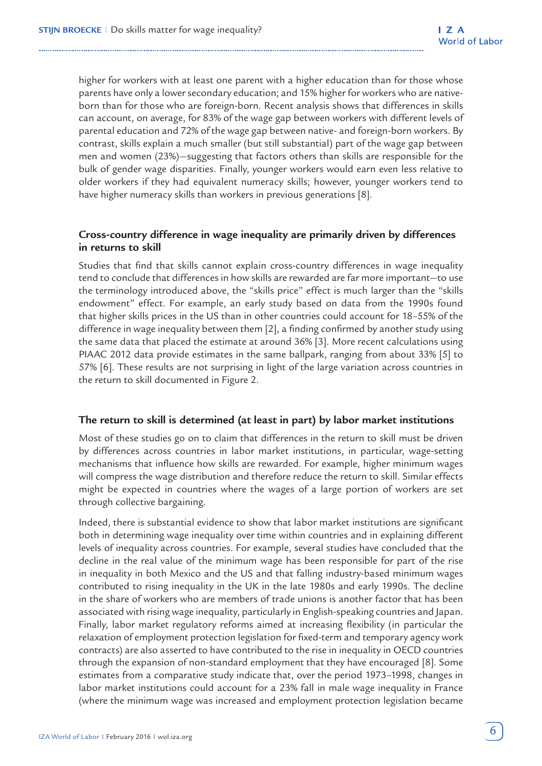higher for workers with at least one parent with a higher education than for those whose parents have only a lower secondary education; and 15% higher for workers who are native-born than for those who are foreign-born. Recent analysis shows that differences in skills can account, on average, for 83% of the wage gap between workers with different levels of parental education and 72% of the wage gap between native- and foreign-born workers. By contrast, skills explain a much smaller (but still substantial) part of the wage gap between men and women (23%)—suggesting that factors others than skills are responsible for the bulk of gender wage disparities. Finally, younger workers would earn even less relative to older workers if they had equivalent numeracy skills; however, younger workers tend to have higher numeracy skills than workers in previous generations [8].

### Cross-country difference in wage inequality are primarily driven by differences in returns to skill

Studies that find that skills cannot explain cross-country differences in wage inequality tend to conclude that differences in how skills are rewarded are far more important—to use the terminology introduced above, the "skills price" effect is much larger than the "skills endowment" effect. For example, an early study based on data from the 1990s found that higher skills prices in the US than in other countries could account for 18–55% of the difference in wage inequality between them [2], a finding confirmed by another study using the same data that placed the estimate at around 36% [3]. More recent calculations using PIAAC 2012 data provide estimates in the same ballpark, ranging from about 33% [5] to 57% [6]. These results are not surprising in light of the large variation across countries in the return to skill documented in Figure 2.

### The return to skill is determined (at least in part) by labor market institutions

Most of these studies go on to claim that differences in the return to skill must be driven by differences across countries in labor market institutions, in particular, wage-setting mechanisms that influence how skills are rewarded. For example, higher minimum wages will compress the wage distribution and therefore reduce the return to skill. Similar effects might be expected in countries where the wages of a large portion of workers are set through collective bargaining.

Indeed, there is substantial evidence to show that labor market institutions are significant both in determining wage inequality over time within countries and in explaining different levels of inequality across countries. For example, several studies have concluded that the decline in the real value of the minimum wage has been responsible for part of the rise in inequality in both Mexico and the US and that falling industry-based minimum wages contributed to rising inequality in the UK in the late 1980s and early 1990s. The decline in the share of workers who are members of trade unions is another factor that has been associated with rising wage inequality, particularly in English-speaking countries and Japan. Finally, labor market regulatory reforms aimed at increasing flexibility (in particular the relaxation of employment protection legislation for fixed-term and temporary agency work contracts) are also asserted to have contributed to the rise in inequality in OECD countries through the expansion of non-standard employment that they have encouraged [8]. Some estimates from a comparative study indicate that, over the period 1973–1998, changes in labor market institutions could account for a 23% fall in male wage inequality in France (where the minimum wage was increased and employment protection legislation became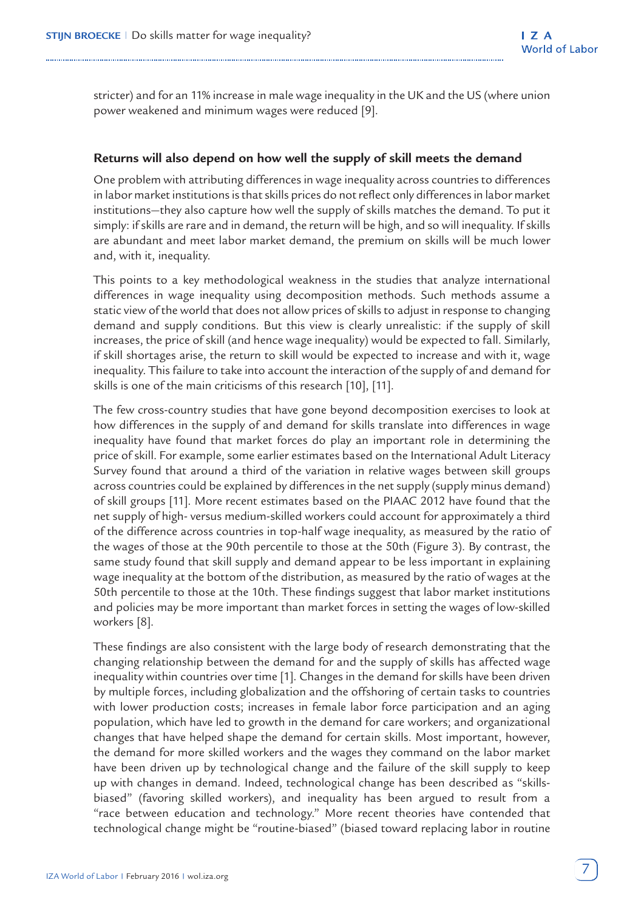stricter) and for an 11% increase in male wage inequality in the UK and the US (where union power weakened and minimum wages were reduced [9].

### Returns will also depend on how well the supply of skill meets the demand

One problem with attributing differences in wage inequality across countries to differences in labor market institutions is that skills prices do not reflect only differences in labor market institutions—they also capture how well the supply of skills matches the demand. To put it simply: if skills are rare and in demand, the return will be high, and so will inequality. If skills are abundant and meet labor market demand, the premium on skills will be much lower and, with it, inequality.

This points to a key methodological weakness in the studies that analyze international differences in wage inequality using decomposition methods. Such methods assume a static view of the world that does not allow prices of skills to adjust in response to changing demand and supply conditions. But this view is clearly unrealistic: if the supply of skill increases, the price of skill (and hence wage inequality) would be expected to fall. Similarly, if skill shortages arise, the return to skill would be expected to increase and with it, wage inequality. This failure to take into account the interaction of the supply of and demand for skills is one of the main criticisms of this research [10], [11].

The few cross-country studies that have gone beyond decomposition exercises to look at how differences in the supply of and demand for skills translate into differences in wage inequality have found that market forces do play an important role in determining the price of skill. For example, some earlier estimates based on the International Adult Literacy Survey found that around a third of the variation in relative wages between skill groups across countries could be explained by differences in the net supply (supply minus demand) of skill groups [11]. More recent estimates based on the PIAAC 2012 have found that the net supply of high- versus medium-skilled workers could account for approximately a third of the difference across countries in top-half wage inequality, as measured by the ratio of the wages of those at the 90th percentile to those at the 50th (Figure 3). By contrast, the same study found that skill supply and demand appear to be less important in explaining wage inequality at the bottom of the distribution, as measured by the ratio of wages at the 50th percentile to those at the 10th. These findings suggest that labor market institutions and policies may be more important than market forces in setting the wages of low-skilled workers [8].

These findings are also consistent with the large body of research demonstrating that the changing relationship between the demand for and the supply of skills has affected wage inequality within countries over time [1]. Changes in the demand for skills have been driven by multiple forces, including globalization and the offshoring of certain tasks to countries with lower production costs; increases in female labor force participation and an aging population, which have led to growth in the demand for care workers; and organizational changes that have helped shape the demand for certain skills. Most important, however, the demand for more skilled workers and the wages they command on the labor market have been driven up by technological change and the failure of the skill supply to keep up with changes in demand. Indeed, technological change has been described as "skills-biased" (favoring skilled workers), and inequality has been argued to result from a "race between education and technology." More recent theories have contended that technological change might be "routine-biased" (biased toward replacing labor in routine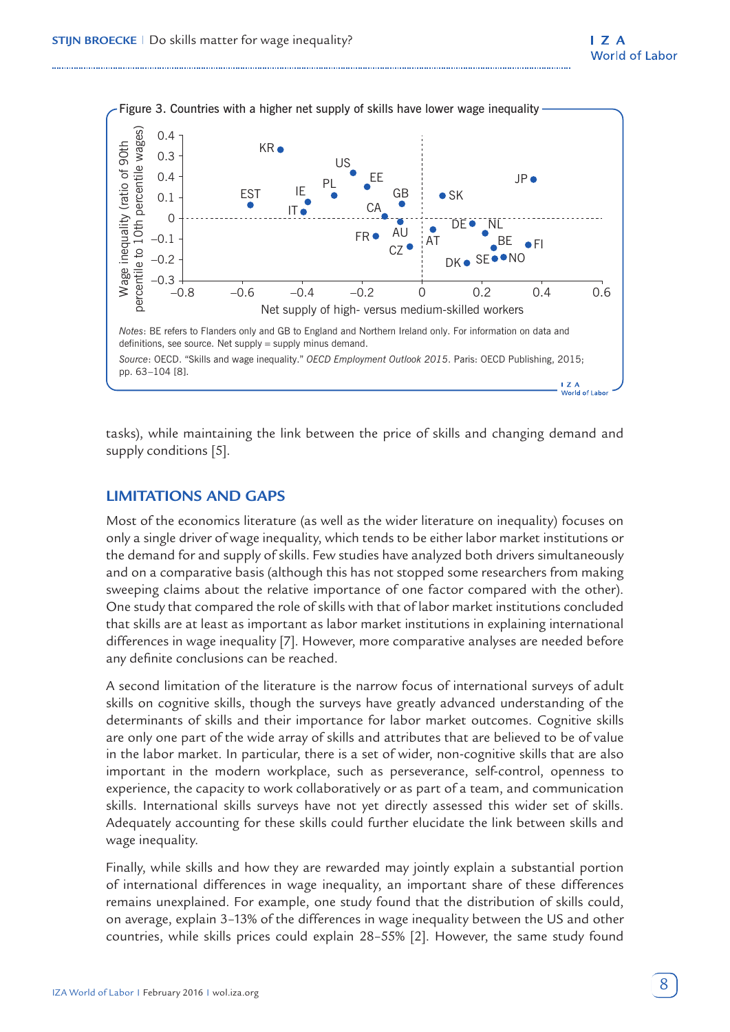Figure 3. Countries with a higher net supply of skills have lower wage inequality

*Notes*: BE refers to Flanders only and GB to England and Northern Ireland only. For information on data and definitions, see source. Net supply = supply minus demand.

*Source*: OECD. "Skills and wage inequality." *OECD Employment Outlook 2015*. Paris: OECD Publishing, 2015; pp. 63–104 [8].

tasks), while maintaining the link between the price of skills and changing demand and supply conditions [5].

## LIMITATIONS AND GAPS

Most of the economics literature (as well as the wider literature on inequality) focuses on only a single driver of wage inequality, which tends to be either labor market institutions or the demand for and supply of skills. Few studies have analyzed both drivers simultaneously and on a comparative basis (although this has not stopped some researchers from making sweeping claims about the relative importance of one factor compared with the other). One study that compared the role of skills with that of labor market institutions concluded that skills are at least as important as labor market institutions in explaining international differences in wage inequality [7]. However, more comparative analyses are needed before any definite conclusions can be reached.

A second limitation of the literature is the narrow focus of international surveys of adult skills on cognitive skills, though the surveys have greatly advanced understanding of the determinants of skills and their importance for labor market outcomes. Cognitive skills are only one part of the wide array of skills and attributes that are believed to be of value in the labor market. In particular, there is a set of wider, non-cognitive skills that are also important in the modern workplace, such as perseverance, self-control, openness to experience, the capacity to work collaboratively or as part of a team, and communication skills. International skills surveys have not yet directly assessed this wider set of skills. Adequately accounting for these skills could further elucidate the link between skills and wage inequality.

Finally, while skills and how they are rewarded may jointly explain a substantial portion of international differences in wage inequality, an important share of these differences remains unexplained. For example, one study found that the distribution of skills could, on average, explain 3–13% of the differences in wage inequality between the US and other countries, while skills prices could explain 28–55% [2]. However, the same study found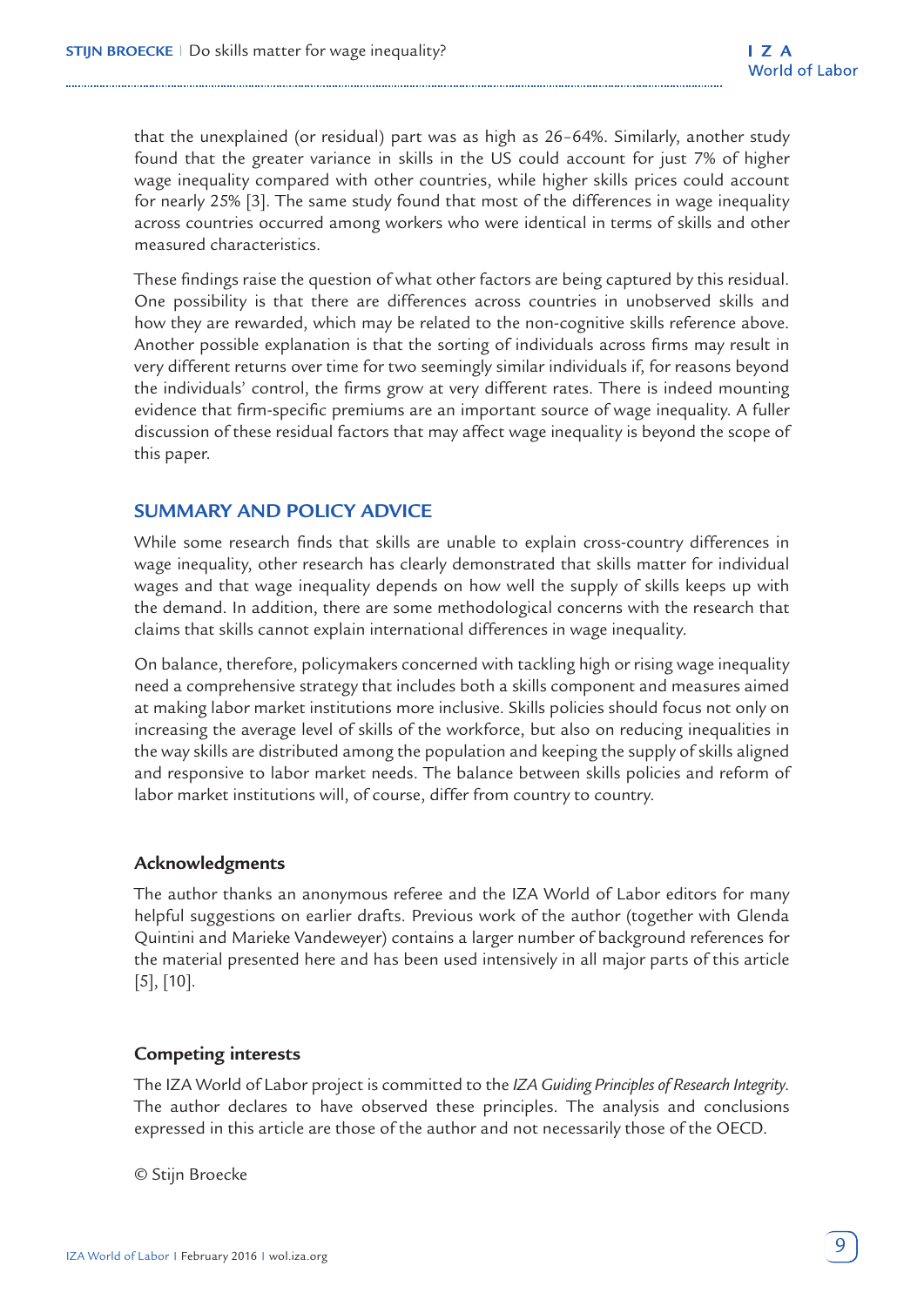that the unexplained (or residual) part was as high as 26–64%. Similarly, another study found that the greater variance in skills in the US could account for just 7% of higher wage inequality compared with other countries, while higher skills prices could account for nearly 25% [3]. The same study found that most of the differences in wage inequality across countries occurred among workers who were identical in terms of skills and other measured characteristics.

These findings raise the question of what other factors are being captured by this residual. One possibility is that there are differences across countries in unobserved skills and how they are rewarded, which may be related to the non-cognitive skills reference above. Another possible explanation is that the sorting of individuals across firms may result in very different returns over time for two seemingly similar individuals if, for reasons beyond the individuals' control, the firms grow at very different rates. There is indeed mounting evidence that firm-specific premiums are an important source of wage inequality. A fuller discussion of these residual factors that may affect wage inequality is beyond the scope of this paper.

## SUMMARY AND POLICY ADVICE

While some research finds that skills are unable to explain cross-country differences in wage inequality, other research has clearly demonstrated that skills matter for individual wages and that wage inequality depends on how well the supply of skills keeps up with the demand. In addition, there are some methodological concerns with the research that claims that skills cannot explain international differences in wage inequality.

On balance, therefore, policymakers concerned with tackling high or rising wage inequality need a comprehensive strategy that includes both a skills component and measures aimed at making labor market institutions more inclusive. Skills policies should focus not only on increasing the average level of skills of the workforce, but also on reducing inequalities in the way skills are distributed among the population and keeping the supply of skills aligned and responsive to labor market needs. The balance between skills policies and reform of labor market institutions will, of course, differ from country to country.

### Acknowledgments

The author thanks an anonymous referee and the IZA World of Labor editors for many helpful suggestions on earlier drafts. Previous work of the author (together with Glenda Quintini and Marieke Vandeweyer) contains a larger number of background references for the material presented here and has been used intensively in all major parts of this article [5], [10].

### Competing interests

The IZA World of Labor project is committed to the *IZA Guiding Principles of Research Integrity*. The author declares to have observed these principles. The analysis and conclusions expressed in this article are those of the author and not necessarily those of the OECD.

© Stijn Broecke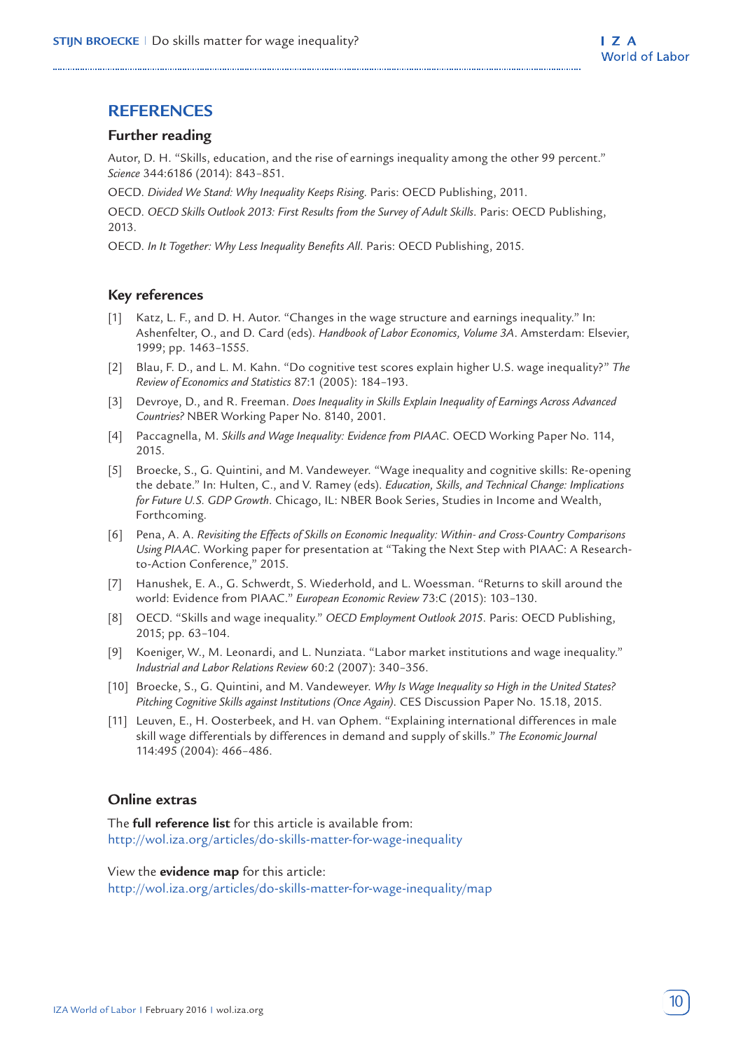## REFERENCES

### Further reading

Autor, D. H. "Skills, education, and the rise of earnings inequality among the other 99 percent." *Science* 344:6186 (2014): 843–851.

OECD. *Divided We Stand: Why Inequality Keeps Rising*. Paris: OECD Publishing, 2011.

OECD. *OECD Skills Outlook 2013: First Results from the Survey of Adult Skills*. Paris: OECD Publishing, 2013.

OECD. *In It Together: Why Less Inequality Benefits All*. Paris: OECD Publishing, 2015.

### Key references

[1] Katz, L. F., and D. H. Autor. "Changes in the wage structure and earnings inequality." In: Ashenfelter, O., and D. Card (eds). *Handbook of Labor Economics, Volume 3A*. Amsterdam: Elsevier, 1999; pp. 1463–1555.

[2] Blau, F. D., and L. M. Kahn. "Do cognitive test scores explain higher U.S. wage inequality?" *The Review of Economics and Statistics* 87:1 (2005): 184–193.

[3] Devroye, D., and R. Freeman. *Does Inequality in Skills Explain Inequality of Earnings Across Advanced Countries?* NBER Working Paper No. 8140, 2001.

[4] Paccagnella, M. *Skills and Wage Inequality: Evidence from PIAAC*. OECD Working Paper No. 114, 2015.

[5] Broecke, S., G. Quintini, and M. Vandeweyer. "Wage inequality and cognitive skills: Re-opening the debate." In: Hulten, C., and V. Ramey (eds). *Education, Skills, and Technical Change: Implications for Future U.S. GDP Growth*. Chicago, IL: NBER Book Series, Studies in Income and Wealth, Forthcoming.

[6] Pena, A. A. *Revisiting the Effects of Skills on Economic Inequality: Within- and Cross-Country Comparisons Using PIAAC*. Working paper for presentation at "Taking the Next Step with PIAAC: A Research-to-Action Conference," 2015.

[7] Hanushek, E. A., G. Schwerdt, S. Wiederhold, and L. Woessman. "Returns to skill around the world: Evidence from PIAAC." *European Economic Review* 73:C (2015): 103–130.

[8] OECD. "Skills and wage inequality." *OECD Employment Outlook 2015*. Paris: OECD Publishing, 2015; pp. 63–104.

[9] Koeniger, W., M. Leonardi, and L. Nunziata. "Labor market institutions and wage inequality." *Industrial and Labor Relations Review* 60:2 (2007): 340–356.

[10] Broecke, S., G. Quintini, and M. Vandeweyer. *Why Is Wage Inequality so High in the United States? Pitching Cognitive Skills against Institutions (Once Again)*. CES Discussion Paper No. 15.18, 2015.

[11] Leuven, E., H. Oosterbeek, and H. van Ophem. "Explaining international differences in male skill wage differentials by differences in demand and supply of skills." *The Economic Journal* 114:495 (2004): 466–486.

### Online extras

The **full reference list** for this article is available from:
http://wol.iza.org/articles/do-skills-matter-for-wage-inequality

View the **evidence map** for this article:
http://wol.iza.org/articles/do-skills-matter-for-wage-inequality/map